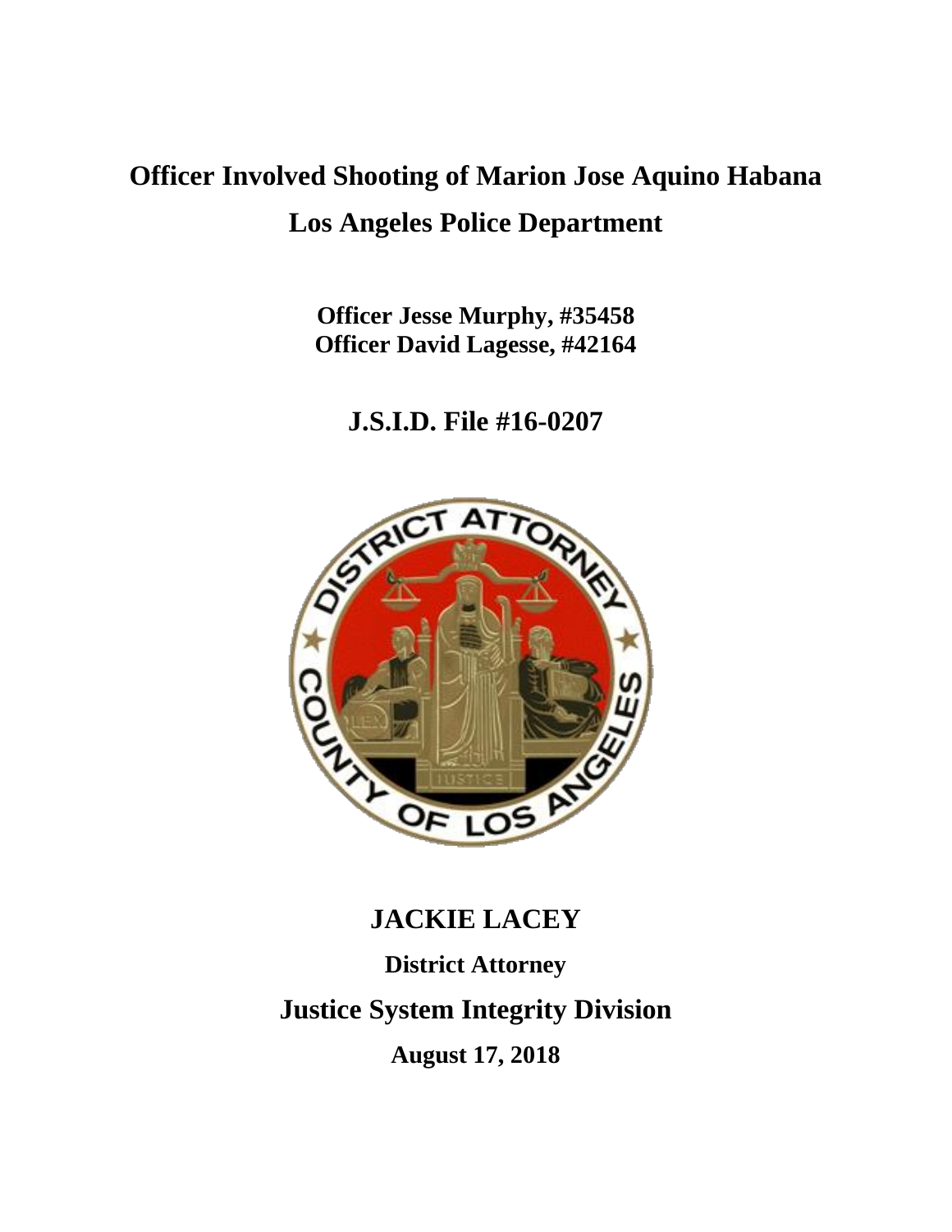# Officer Involved Shooting of Marion Jose Aquino Habana

# Los Angeles Police Department

**Officer Jesse Murphy, #35458**
**Officer David Lagesse, #42164**

## J.S.I.D. File #16-0207

## JACKIE LACEY

**District Attorney**

## Justice System Integrity Division

**August 17, 2018**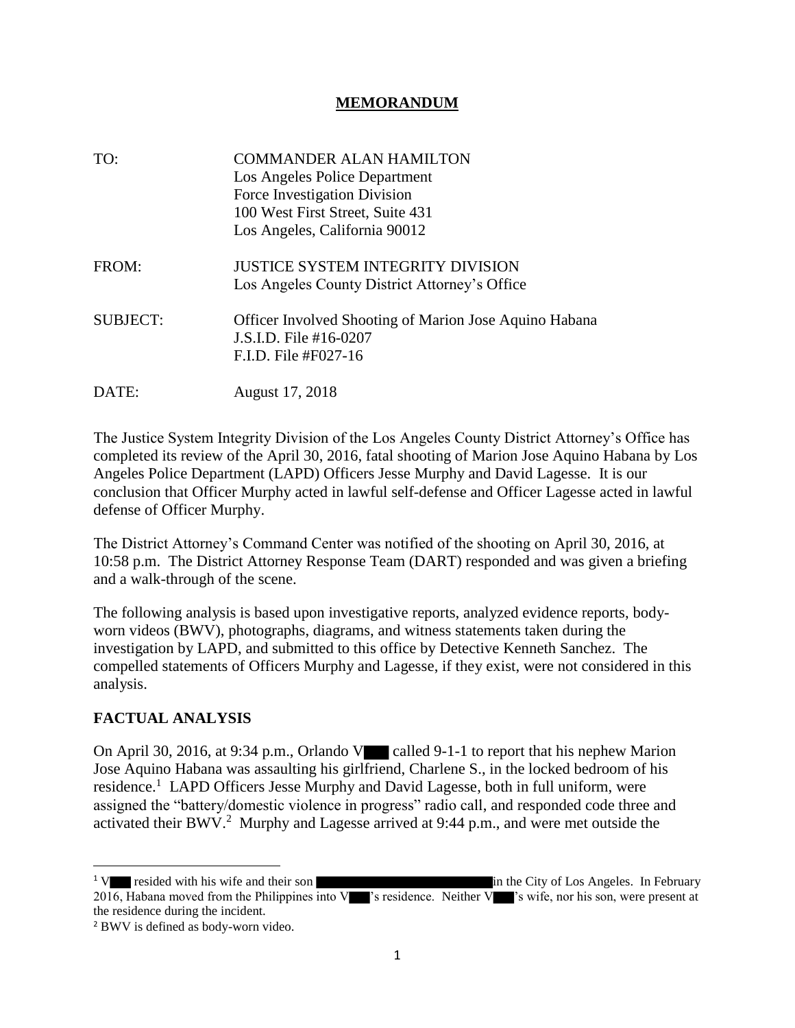# MEMORANDUM

| | |
|---|---|
| TO: | COMMANDER ALAN HAMILTON<br>Los Angeles Police Department<br>Force Investigation Division<br>100 West First Street, Suite 431<br>Los Angeles, California 90012 |
| FROM: | JUSTICE SYSTEM INTEGRITY DIVISION<br>Los Angeles County District Attorney's Office |
| SUBJECT: | Officer Involved Shooting of Marion Jose Aquino Habana<br>J.S.I.D. File #16-0207<br>F.I.D. File #F027-16 |
| DATE: | August 17, 2018 |

The Justice System Integrity Division of the Los Angeles County District Attorney's Office has completed its review of the April 30, 2016, fatal shooting of Marion Jose Aquino Habana by Los Angeles Police Department (LAPD) Officers Jesse Murphy and David Lagesse. It is our conclusion that Officer Murphy acted in lawful self-defense and Officer Lagesse acted in lawful defense of Officer Murphy.

The District Attorney's Command Center was notified of the shooting on April 30, 2016, at 10:58 p.m. The District Attorney Response Team (DART) responded and was given a briefing and a walk-through of the scene.

The following analysis is based upon investigative reports, analyzed evidence reports, body-worn videos (BWV), photographs, diagrams, and witness statements taken during the investigation by LAPD, and submitted to this office by Detective Kenneth Sanchez. The compelled statements of Officers Murphy and Lagesse, if they exist, were not considered in this analysis.

## FACTUAL ANALYSIS

On April 30, 2016, at 9:34 p.m., Orlando V███ called 9-1-1 to report that his nephew Marion Jose Aquino Habana was assaulting his girlfriend, Charlene S., in the locked bedroom of his residence.[1] LAPD Officers Jesse Murphy and David Lagesse, both in full uniform, were assigned the "battery/domestic violence in progress" radio call, and responded code three and activated their BWV.[2] Murphy and Lagesse arrived at 9:44 p.m., and were met outside the

---

[1] V███ resided with his wife and their son ██████████████████ in the City of Los Angeles. In February 2016, Habana moved from the Philippines into V███'s residence. Neither V███'s wife, nor his son, were present at the residence during the incident.

[2] BWV is defined as body-worn video.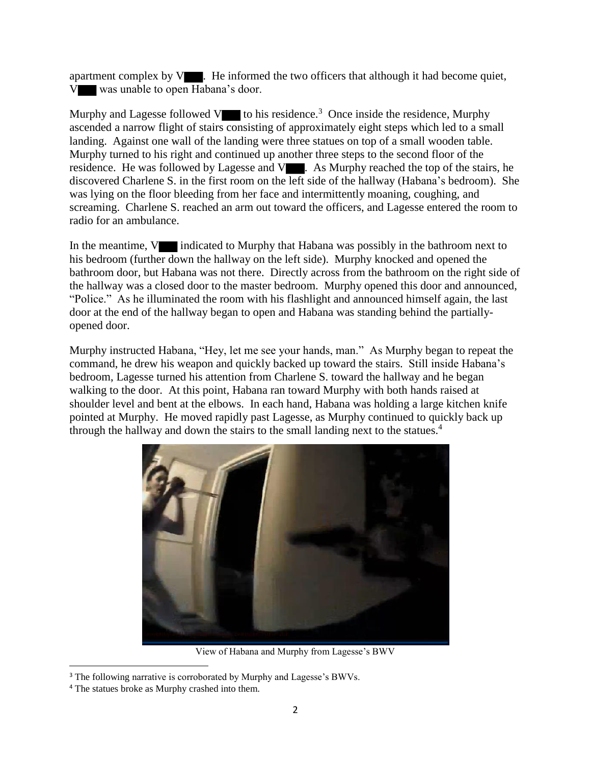apartment complex by V███. He informed the two officers that although it had become quiet, V███ was unable to open Habana's door.

Murphy and Lagesse followed V███ to his residence.[3] Once inside the residence, Murphy ascended a narrow flight of stairs consisting of approximately eight steps which led to a small landing. Against one wall of the landing were three statues on top of a small wooden table. Murphy turned to his right and continued up another three steps to the second floor of the residence. He was followed by Lagesse and V███. As Murphy reached the top of the stairs, he discovered Charlene S. in the first room on the left side of the hallway (Habana's bedroom). She was lying on the floor bleeding from her face and intermittently moaning, coughing, and screaming. Charlene S. reached an arm out toward the officers, and Lagesse entered the room to radio for an ambulance.

In the meantime, V███ indicated to Murphy that Habana was possibly in the bathroom next to his bedroom (further down the hallway on the left side). Murphy knocked and opened the bathroom door, but Habana was not there. Directly across from the bathroom on the right side of the hallway was a closed door to the master bedroom. Murphy opened this door and announced, "Police." As he illuminated the room with his flashlight and announced himself again, the last door at the end of the hallway began to open and Habana was standing behind the partially-opened door.

Murphy instructed Habana, "Hey, let me see your hands, man." As Murphy began to repeat the command, he drew his weapon and quickly backed up toward the stairs. Still inside Habana's bedroom, Lagesse turned his attention from Charlene S. toward the hallway and he began walking to the door. At this point, Habana ran toward Murphy with both hands raised at shoulder level and bent at the elbows. In each hand, Habana was holding a large kitchen knife pointed at Murphy. He moved rapidly past Lagesse, as Murphy continued to quickly back up through the hallway and down the stairs to the small landing next to the statues.[4]

View of Habana and Murphy from Lagesse's BWV

[3] The following narrative is corroborated by Murphy and Lagesse's BWVs.

[4] The statues broke as Murphy crashed into them.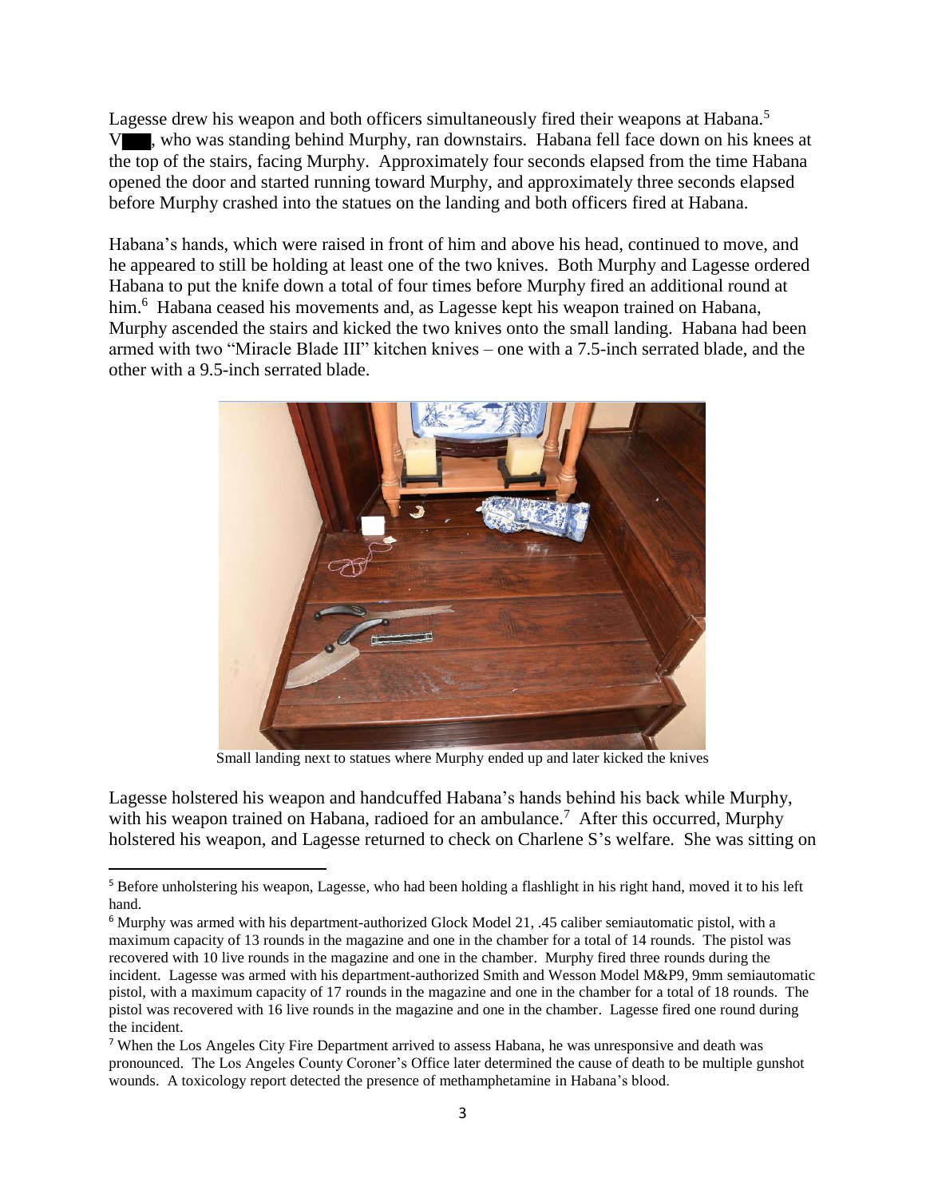Lagesse drew his weapon and both officers simultaneously fired their weapons at Habana.[5] V■■, who was standing behind Murphy, ran downstairs. Habana fell face down on his knees at the top of the stairs, facing Murphy. Approximately four seconds elapsed from the time Habana opened the door and started running toward Murphy, and approximately three seconds elapsed before Murphy crashed into the statues on the landing and both officers fired at Habana.

Habana's hands, which were raised in front of him and above his head, continued to move, and he appeared to still be holding at least one of the two knives. Both Murphy and Lagesse ordered Habana to put the knife down a total of four times before Murphy fired an additional round at him.[6] Habana ceased his movements and, as Lagesse kept his weapon trained on Habana, Murphy ascended the stairs and kicked the two knives onto the small landing. Habana had been armed with two "Miracle Blade III" kitchen knives – one with a 7.5-inch serrated blade, and the other with a 9.5-inch serrated blade.

Small landing next to statues where Murphy ended up and later kicked the knives

Lagesse holstered his weapon and handcuffed Habana's hands behind his back while Murphy, with his weapon trained on Habana, radioed for an ambulance.[7] After this occurred, Murphy holstered his weapon, and Lagesse returned to check on Charlene S's welfare. She was sitting on

---

[5] Before unholstering his weapon, Lagesse, who had been holding a flashlight in his right hand, moved it to his left hand.

[6] Murphy was armed with his department-authorized Glock Model 21, .45 caliber semiautomatic pistol, with a maximum capacity of 13 rounds in the magazine and one in the chamber for a total of 14 rounds. The pistol was recovered with 10 live rounds in the magazine and one in the chamber. Murphy fired three rounds during the incident. Lagesse was armed with his department-authorized Smith and Wesson Model M&P9, 9mm semiautomatic pistol, with a maximum capacity of 17 rounds in the magazine and one in the chamber for a total of 18 rounds. The pistol was recovered with 16 live rounds in the magazine and one in the chamber. Lagesse fired one round during the incident.

[7] When the Los Angeles City Fire Department arrived to assess Habana, he was unresponsive and death was pronounced. The Los Angeles County Coroner's Office later determined the cause of death to be multiple gunshot wounds. A toxicology report detected the presence of methamphetamine in Habana's blood.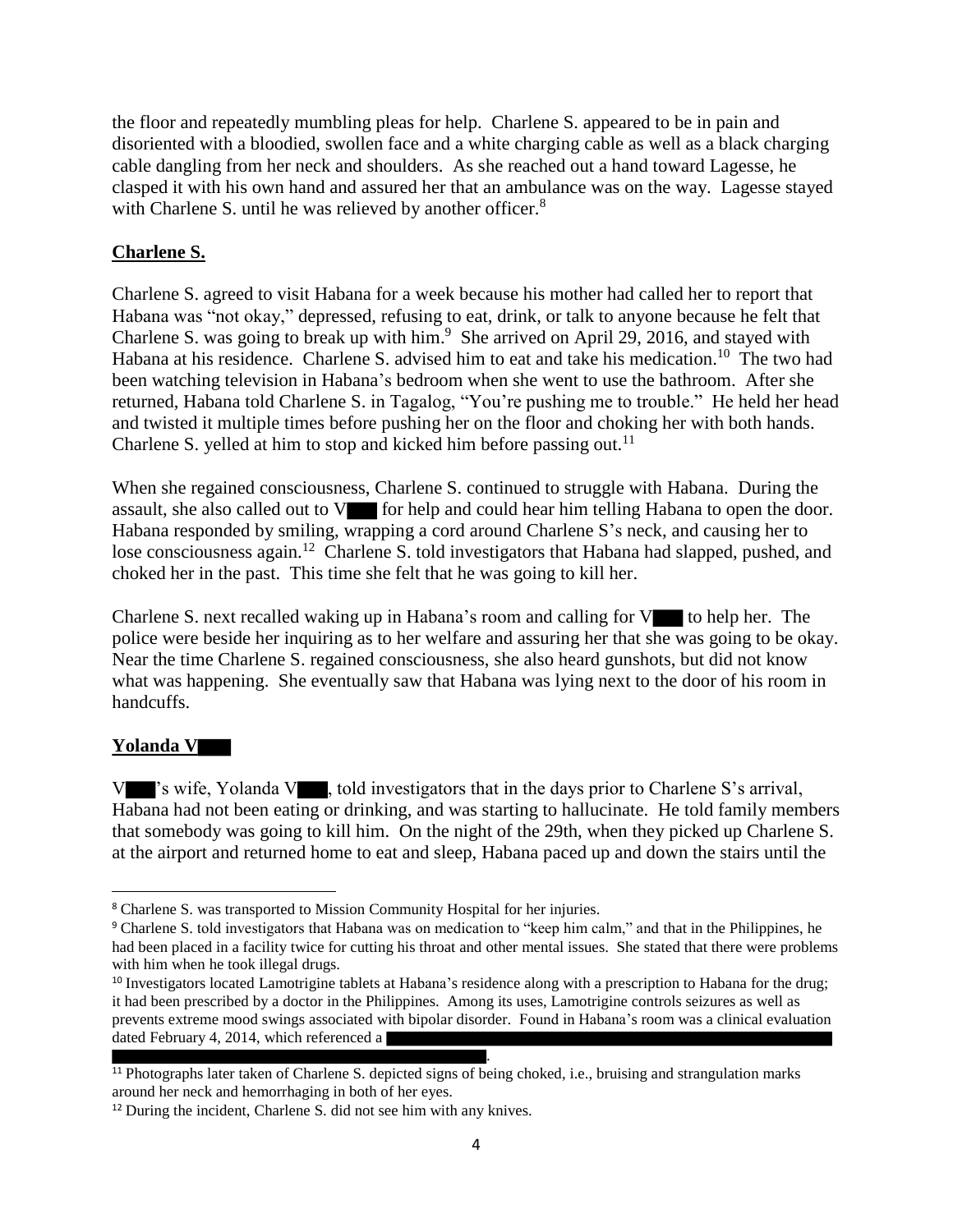the floor and repeatedly mumbling pleas for help. Charlene S. appeared to be in pain and disoriented with a bloodied, swollen face and a white charging cable as well as a black charging cable dangling from her neck and shoulders. As she reached out a hand toward Lagesse, he clasped it with his own hand and assured her that an ambulance was on the way. Lagesse stayed with Charlene S. until he was relieved by another officer.[8]

**Charlene S.**

Charlene S. agreed to visit Habana for a week because his mother had called her to report that Habana was "not okay," depressed, refusing to eat, drink, or talk to anyone because he felt that Charlene S. was going to break up with him.[9] She arrived on April 29, 2016, and stayed with Habana at his residence. Charlene S. advised him to eat and take his medication.[10] The two had been watching television in Habana's bedroom when she went to use the bathroom. After she returned, Habana told Charlene S. in Tagalog, "You're pushing me to trouble." He held her head and twisted it multiple times before pushing her on the floor and choking her with both hands. Charlene S. yelled at him to stop and kicked him before passing out.[11]

When she regained consciousness, Charlene S. continued to struggle with Habana. During the assault, she also called out to V███ for help and could hear him telling Habana to open the door. Habana responded by smiling, wrapping a cord around Charlene S's neck, and causing her to lose consciousness again.[12] Charlene S. told investigators that Habana had slapped, pushed, and choked her in the past. This time she felt that he was going to kill her.

Charlene S. next recalled waking up in Habana's room and calling for V███ to help her. The police were beside her inquiring as to her welfare and assuring her that she was going to be okay. Near the time Charlene S. regained consciousness, she also heard gunshots, but did not know what was happening. She eventually saw that Habana was lying next to the door of his room in handcuffs.

**Yolanda V███**

V███'s wife, Yolanda V███, told investigators that in the days prior to Charlene S's arrival, Habana had not been eating or drinking, and was starting to hallucinate. He told family members that somebody was going to kill him. On the night of the 29th, when they picked up Charlene S. at the airport and returned home to eat and sleep, Habana paced up and down the stairs until the

---

[8] Charlene S. was transported to Mission Community Hospital for her injuries.

[9] Charlene S. told investigators that Habana was on medication to "keep him calm," and that in the Philippines, he had been placed in a facility twice for cutting his throat and other mental issues. She stated that there were problems with him when he took illegal drugs.

[10] Investigators located Lamotrigine tablets at Habana's residence along with a prescription to Habana for the drug; it had been prescribed by a doctor in the Philippines. Among its uses, Lamotrigine controls seizures as well as prevents extreme mood swings associated with bipolar disorder. Found in Habana's room was a clinical evaluation dated February 4, 2014, which referenced a ████████████████████████████████ ████████████████████████████.

[11] Photographs later taken of Charlene S. depicted signs of being choked, i.e., bruising and strangulation marks around her neck and hemorrhaging in both of her eyes.

[12] During the incident, Charlene S. did not see him with any knives.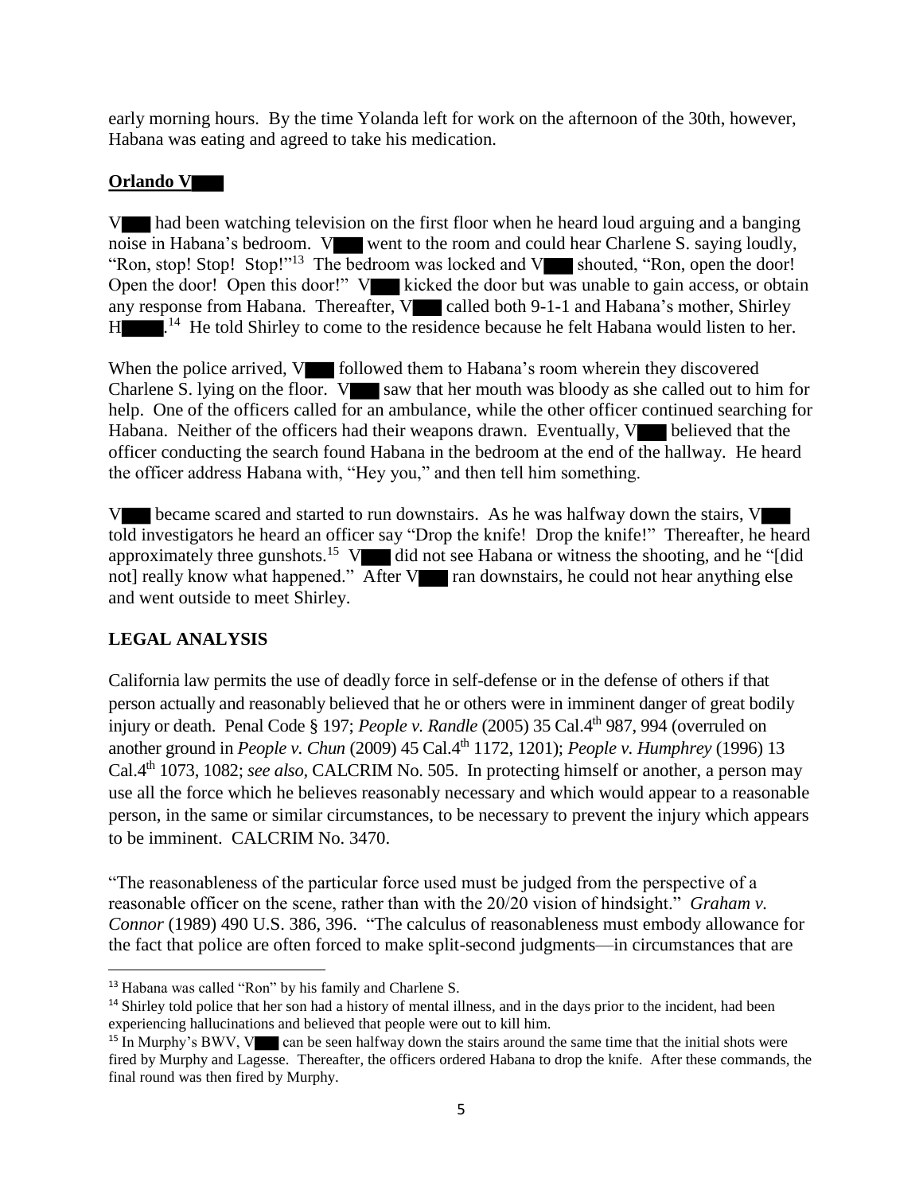early morning hours. By the time Yolanda left for work on the afternoon of the 30th, however, Habana was eating and agreed to take his medication.

**Orlando V█**

V█ had been watching television on the first floor when he heard loud arguing and a banging noise in Habana's bedroom. V█ went to the room and could hear Charlene S. saying loudly, "Ron, stop! Stop! Stop!"[13] The bedroom was locked and V█ shouted, "Ron, open the door! Open the door! Open this door!" V█ kicked the door but was unable to gain access, or obtain any response from Habana. Thereafter, V█ called both 9-1-1 and Habana's mother, Shirley H█.[14] He told Shirley to come to the residence because he felt Habana would listen to her.

When the police arrived, V█ followed them to Habana's room wherein they discovered Charlene S. lying on the floor. V█ saw that her mouth was bloody as she called out to him for help. One of the officers called for an ambulance, while the other officer continued searching for Habana. Neither of the officers had their weapons drawn. Eventually, V█ believed that the officer conducting the search found Habana in the bedroom at the end of the hallway. He heard the officer address Habana with, "Hey you," and then tell him something.

V█ became scared and started to run downstairs. As he was halfway down the stairs, V█ told investigators he heard an officer say "Drop the knife! Drop the knife!" Thereafter, he heard approximately three gunshots.[15] V█ did not see Habana or witness the shooting, and he "[did not] really know what happened." After V█ ran downstairs, he could not hear anything else and went outside to meet Shirley.

## LEGAL ANALYSIS

California law permits the use of deadly force in self-defense or in the defense of others if that person actually and reasonably believed that he or others were in imminent danger of great bodily injury or death. Penal Code § 197; *People v. Randle* (2005) 35 Cal.4th 987, 994 (overruled on another ground in *People v. Chun* (2009) 45 Cal.4th 1172, 1201); *People v. Humphrey* (1996) 13 Cal.4th 1073, 1082; *see also*, CALCRIM No. 505. In protecting himself or another, a person may use all the force which he believes reasonably necessary and which would appear to a reasonable person, in the same or similar circumstances, to be necessary to prevent the injury which appears to be imminent. CALCRIM No. 3470.

"The reasonableness of the particular force used must be judged from the perspective of a reasonable officer on the scene, rather than with the 20/20 vision of hindsight." *Graham v. Connor* (1989) 490 U.S. 386, 396. "The calculus of reasonableness must embody allowance for the fact that police are often forced to make split-second judgments—in circumstances that are

---

[13] Habana was called "Ron" by his family and Charlene S.

[14] Shirley told police that her son had a history of mental illness, and in the days prior to the incident, had been experiencing hallucinations and believed that people were out to kill him.

[15] In Murphy's BWV, V█ can be seen halfway down the stairs around the same time that the initial shots were fired by Murphy and Lagesse. Thereafter, the officers ordered Habana to drop the knife. After these commands, the final round was then fired by Murphy.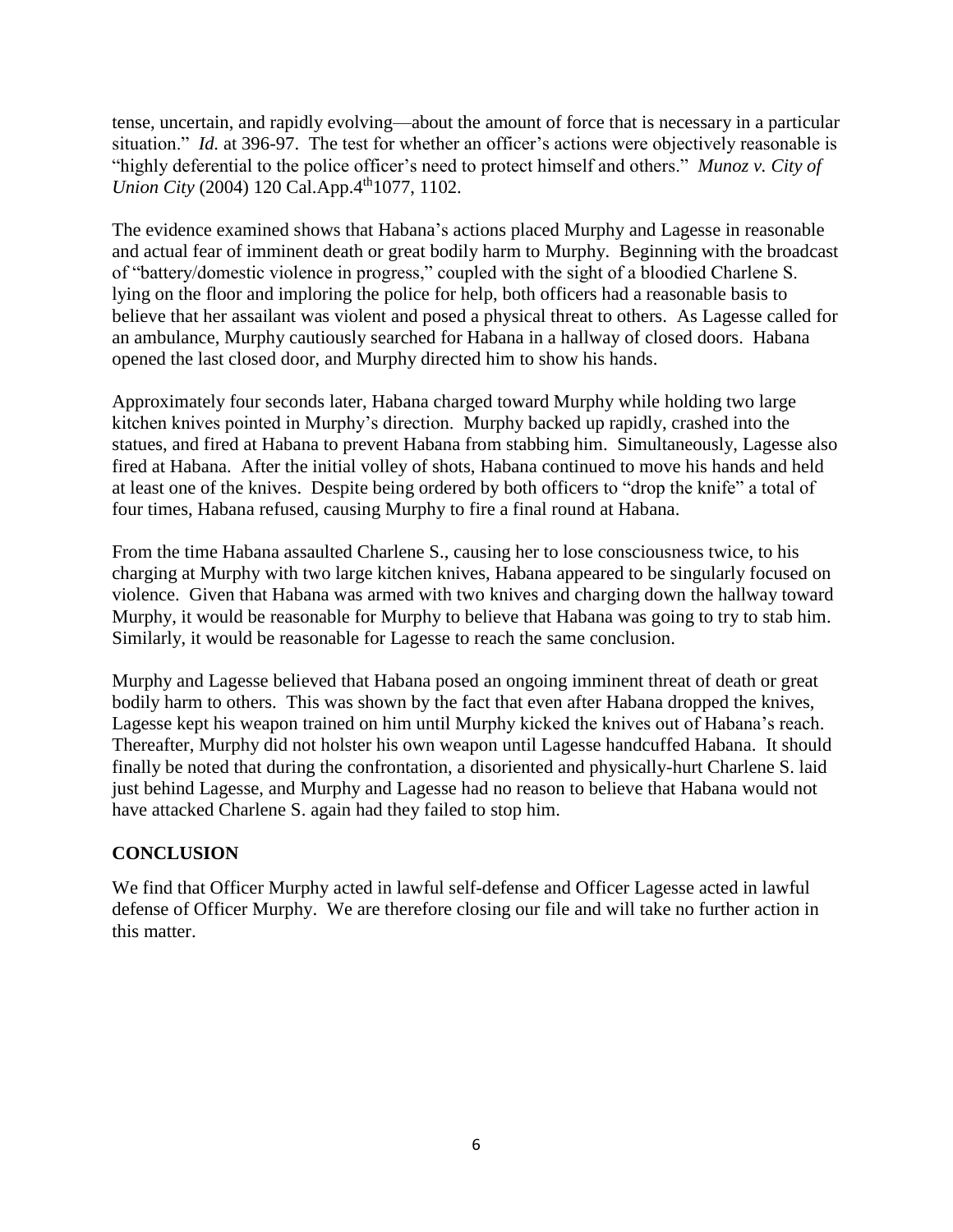tense, uncertain, and rapidly evolving—about the amount of force that is necessary in a particular situation." *Id.* at 396-97. The test for whether an officer's actions were objectively reasonable is "highly deferential to the police officer's need to protect himself and others." *Munoz v. City of Union City* (2004) 120 Cal.App.4th 1077, 1102.

The evidence examined shows that Habana's actions placed Murphy and Lagesse in reasonable and actual fear of imminent death or great bodily harm to Murphy. Beginning with the broadcast of "battery/domestic violence in progress," coupled with the sight of a bloodied Charlene S. lying on the floor and imploring the police for help, both officers had a reasonable basis to believe that her assailant was violent and posed a physical threat to others. As Lagesse called for an ambulance, Murphy cautiously searched for Habana in a hallway of closed doors. Habana opened the last closed door, and Murphy directed him to show his hands.

Approximately four seconds later, Habana charged toward Murphy while holding two large kitchen knives pointed in Murphy's direction. Murphy backed up rapidly, crashed into the statues, and fired at Habana to prevent Habana from stabbing him. Simultaneously, Lagesse also fired at Habana. After the initial volley of shots, Habana continued to move his hands and held at least one of the knives. Despite being ordered by both officers to "drop the knife" a total of four times, Habana refused, causing Murphy to fire a final round at Habana.

From the time Habana assaulted Charlene S., causing her to lose consciousness twice, to his charging at Murphy with two large kitchen knives, Habana appeared to be singularly focused on violence. Given that Habana was armed with two knives and charging down the hallway toward Murphy, it would be reasonable for Murphy to believe that Habana was going to try to stab him. Similarly, it would be reasonable for Lagesse to reach the same conclusion.

Murphy and Lagesse believed that Habana posed an ongoing imminent threat of death or great bodily harm to others. This was shown by the fact that even after Habana dropped the knives, Lagesse kept his weapon trained on him until Murphy kicked the knives out of Habana's reach. Thereafter, Murphy did not holster his own weapon until Lagesse handcuffed Habana. It should finally be noted that during the confrontation, a disoriented and physically-hurt Charlene S. laid just behind Lagesse, and Murphy and Lagesse had no reason to believe that Habana would not have attacked Charlene S. again had they failed to stop him.

## CONCLUSION

We find that Officer Murphy acted in lawful self-defense and Officer Lagesse acted in lawful defense of Officer Murphy. We are therefore closing our file and will take no further action in this matter.